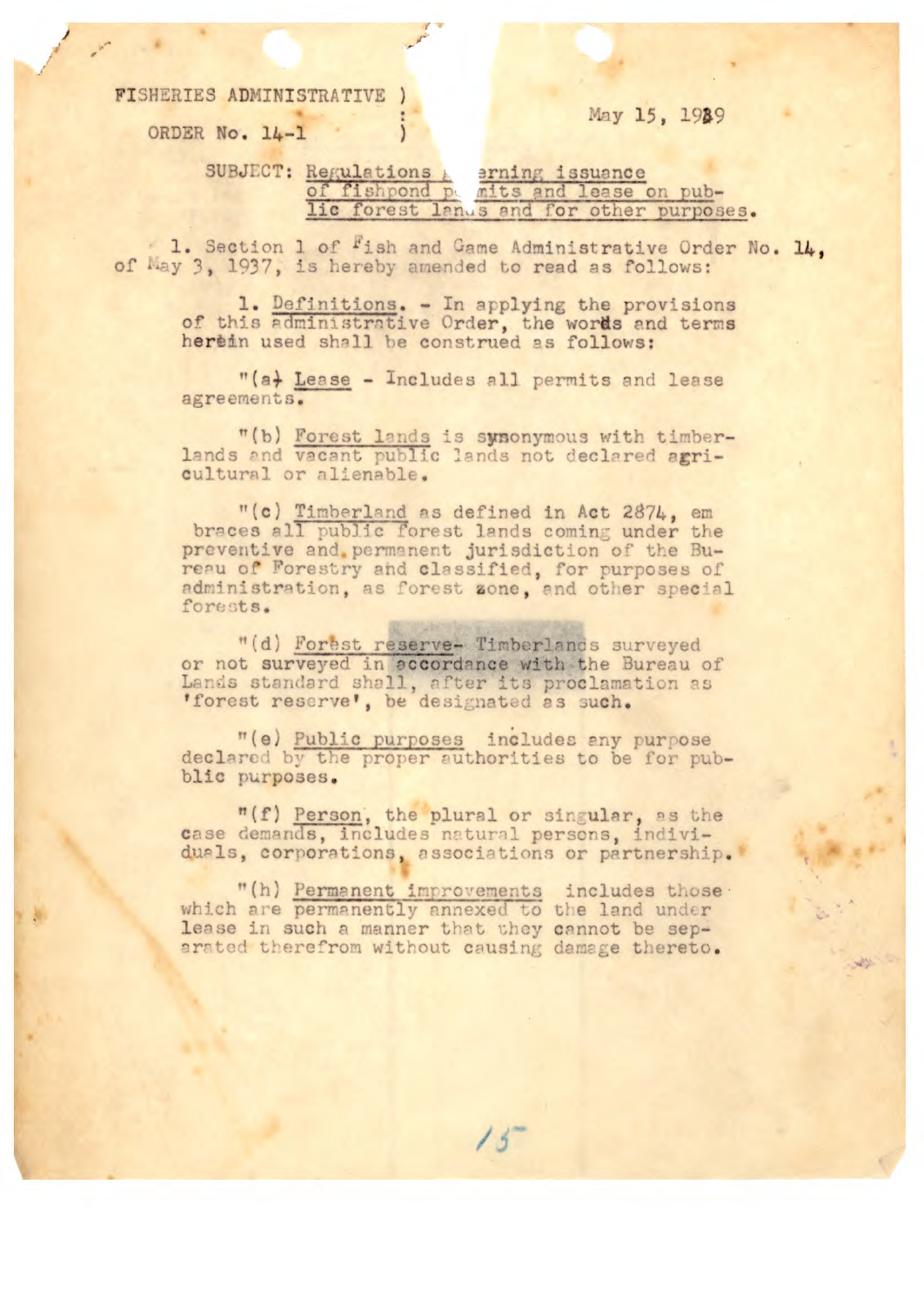FISHERIES ADMINISTRATIVE )
ORDER No. 14-1 )

May 15, 1939

SUBJECT: Regulations governing issuance of fishpond permits and lease on public forest lands and for other purposes.

1. Section 1 of Fish and Game Administrative Order No. 14, of May 3, 1937, is hereby amended to read as follows:

1. Definitions. - In applying the provisions of this administrative Order, the words and terms herein used shall be construed as follows:

"(a) Lease - Includes all permits and lease agreements.

"(b) Forest lands is synonymous with timberlands and vacant public lands not declared agricultural or alienable.

"(c) Timberland as defined in Act 2874, embraces all public forest lands coming under the preventive and permanent jurisdiction of the Bureau of Forestry and classified, for purposes of administration, as forest zone, and other special forests.

"(d) Forest reserve- Timberlands surveyed or not surveyed in accordance with the Bureau of Lands standard shall, after its proclamation as 'forest reserve', be designated as such.

"(e) Public purposes includes any purpose declared by the proper authorities to be for public purposes.

"(f) Person, the plural or singular, as the case demands, includes natural persons, individuals, corporations, associations or partnership.

"(h) Permanent improvements includes those which are permanently annexed to the land under lease in such a manner that they cannot be separated therefrom without causing damage thereto.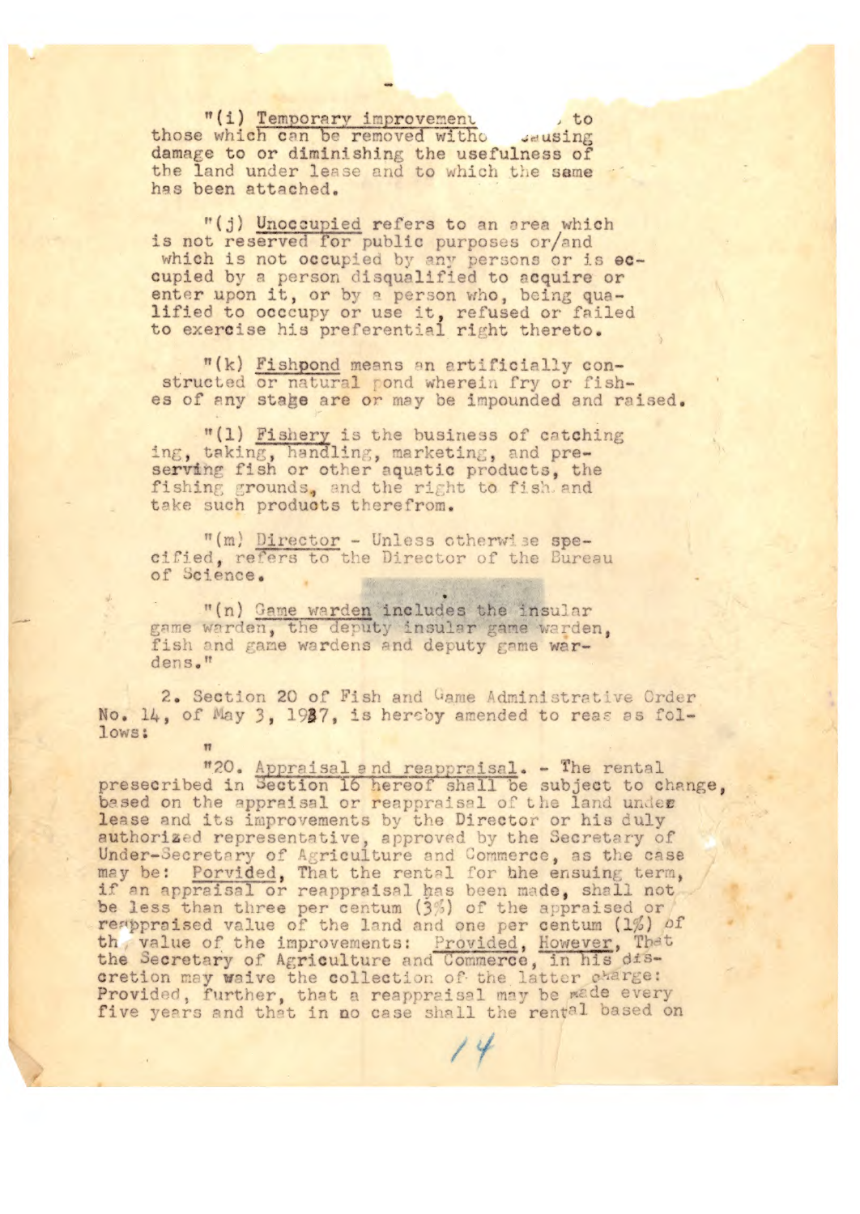"(i) Temporary improvement , to those which can be removed witho causing damage to or diminishing the usefulness of the land under lease and to which the same has been attached.

"(j) Unoccupied refers to an area which is not reserved for public purposes or/and which is not occupied by any persons or is occupied by a person disqualified to acquire or enter upon it, or by a person who, being qualified to occcupy or use it, refused or failed to exercise his preferential right thereto.

"(k) Fishpond means an artificially constructed or natural pond wherein fry or fishes of any stage are or may be impounded and raised.

"(l) Fishery is the business of catching ing, taking, handling, marketing, and preserving fish or other aquatic products, the fishing grounds, and the right to fish and take such products therefrom.

"(m) Director - Unless otherwise specified, refers to the Director of the Bureau of Science.

"(n) Game warden includes the insular game warden, the deputy insular game warden, fish and game wardens and deputy game wardens."

2. Section 20 of Fish and Game Administrative Order No. 14, of May 3, 1937, is hereby amended to reas as follows:

"

"20. Appraisal and reappraisal. - The rental presecribed in Section 16 hereof shall be subject to change, based on the appraisal or reappraisal of the land under lease and its improvements by the Director or his duly authorized representative, approved by the Secretary of Under-Secretary of Agriculture and Commerce, as the case may be: Porvided, That the rental for hhe ensuing term, if an appraisal or reappraisal has been made, shall not be less than three per centum (3%) of the appraised or reappraised value of the land and one per centum (1%) of th value of the improvements: Provided, However, That the Secretary of Agriculture and Commerce, in his discretion may waive the collection of the latter charge: Provided, further, that a reappraisal may be made every five years and that in no case shall the rental based on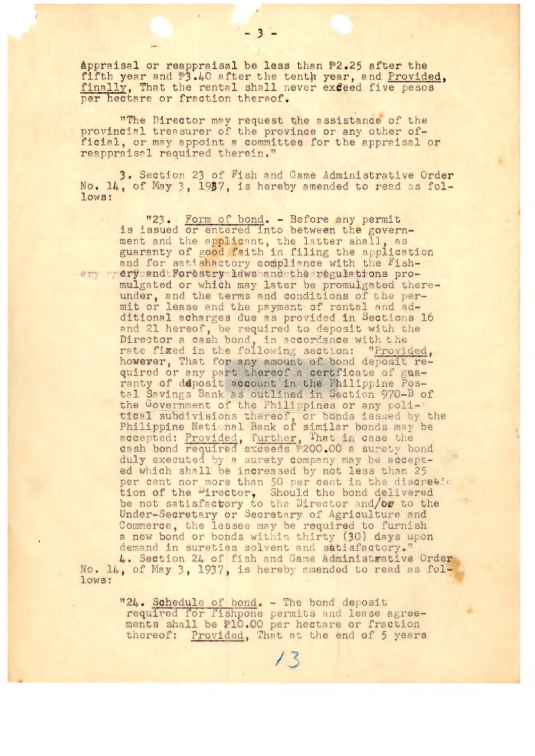appraisal or reappraisal be less than ₱2.25 after the fifth year and ₱3.40 after the tenth year, and Provided, finally, That the rental shall never exceed five pesos per hectare or fraction thereof.

"The Director may request the assistance of the provincial treasurer of the province or any other official, or may appoint a committee for the appraisal or reappraisal required therein."

3. Section 23 of Fish and Game Administrative Order No. 14, of May 3, 1937, is hereby amended to read as follows:

> "23. Form of bond. - Before any permit is issued or entered into between the government and the applicant, the latter shall, as guaranty of good faith in filing the application and for satisfactory compliance with the Fishery and Forestry laws and the regulations promulgated or which may later be promulgated thereunder, and the terms and conditions of the permit or lease and the payment of rental and additional acharges due as provided in Sections 16 and 21 hereof, be required to deposit with the Director a cash bond, in accordance with the rate fixed in the following section: "Provided, however, That for any amount of bond deposit required or any part thereof a certficate of guaranty of deposit account in the Philippine Postal Savings Bank as outlined in Section 970-B of the Government of the Philippines or any political subdivisions thereof, or bonds issued by the Philippine National Bank of similar bonds may be accepted: Provided, further, That in case the cash bond required exceeds ₱200.00 a surety bond duly executed by a surety company may be accepted which shall be increased by not less than 25 per cent nor more than 50 per cent in the discretion of the Director, Should the bond delivered be not satisfactory to the Director and/or to the Under-Secretary or Secretary of Agriculture and Commerce, the lessee may be required to furnish a new bond or bonds within thirty (30) days upon demand in sureties solvent and satisfactory."

4. Section 24 of Fish and Game Administrative Order No. 14, of May 3, 1937, is hereby amended to read as follows:

> "24. Schedule of bond. - The bond deposit required for fishpone permits and lease agreements shall be ₱10.00 per hectare or fraction thereof: Provided, That at the end of 5 years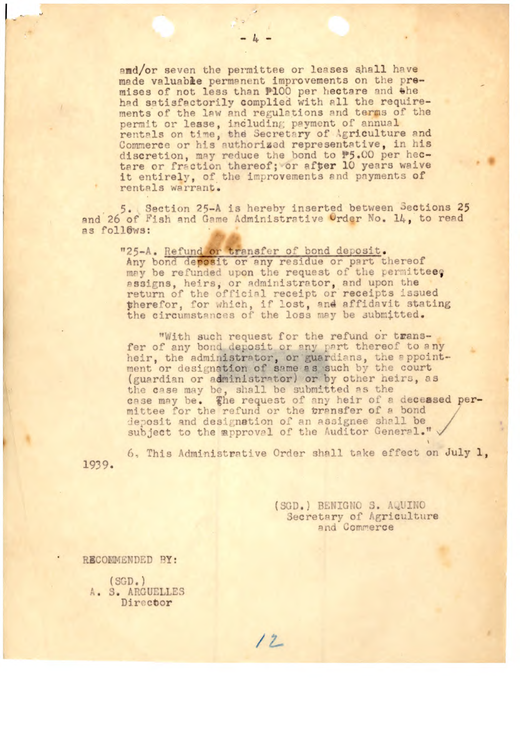and/or seven the permittee or leases shall have made valuable permanent improvements on the premises of not less than ₱100 per hectare and the had satisfactorily complied with all the requirements of the law and regulations and terms of the permit or lease, including payment of annual rentals on time, the Secretary of Agriculture and Commerce or his authorized representative, in his discretion, may reduce the bond to ₱5.00 per hectare or fraction thereof; or after 10 years waive it entirely, of the improvements and payments of rentals warrant.

5. Section 25-A is hereby inserted between Sections 25 and 26 of Fish and Game Administrative Order No. 14, to read as follows:

"25-A. Refund or transfer of bond deposit. Any bond deposit or any residue or part thereof may be refunded upon the request of the permittee, assigns, heirs, or administrator, and upon the return of the official receipt or receipts issued therefor, for which, if lost, and affidavit stating the circumstances of the loss may be submitted.

"With such request for the refund or transfer of any bond deposit or any part thereof to any heir, the administrator, or guardians, the appointment or designation of same as such by the court (guardian or administrator) or by other heirs, as the case may be, shall be submitted as the case may be. The request of any heir of a deceased permittee for the refund or the transfer of a bond deposit and designation of an assignee shall be subject to the approval of the Auditor General."

6. This Administrative Order shall take effect on July 1, 1939.

(SGD.) BENIGNO S. AQUINO
Secretary of Agriculture and Commerce

RECOMMENDED BY:

(SGD.)
A. S. ARGUELLES
Director

12